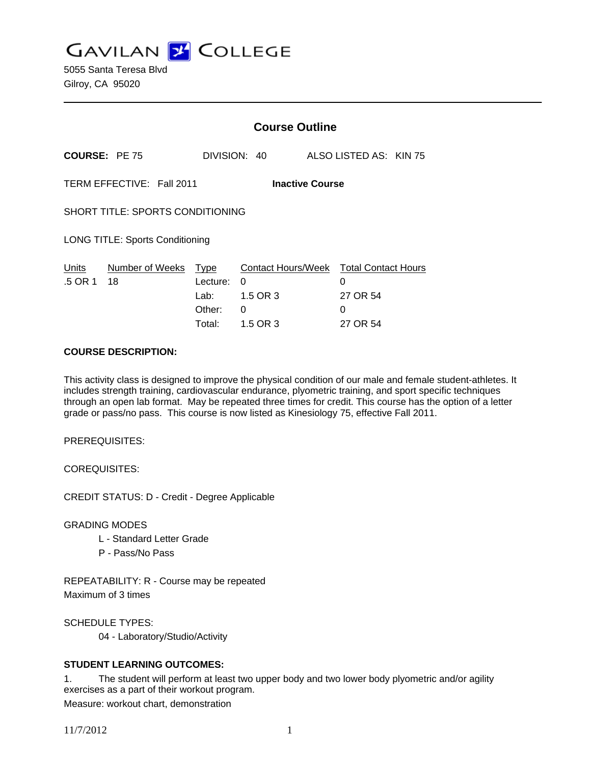# GAVILAN COLLEGE

5055 Santa Teresa Blvd
Gilroy, CA 95020

---

## Course Outline

**COURSE:** PE 75 DIVISION: 40 ALSO LISTED AS: KIN 75

TERM EFFECTIVE: Fall 2011 **Inactive Course**

SHORT TITLE: SPORTS CONDITIONING

LONG TITLE: Sports Conditioning

| Units | Number of Weeks | Type | Contact Hours/Week | Total Contact Hours |
|---|---|---|---|---|
| .5 OR 1 | 18 | Lecture: | 0 | 0 |
| | | Lab: | 1.5 OR 3 | 27 OR 54 |
| | | Other: | 0 | 0 |
| | | Total: | 1.5 OR 3 | 27 OR 54 |

**COURSE DESCRIPTION:**

This activity class is designed to improve the physical condition of our male and female student-athletes. It includes strength training, cardiovascular endurance, plyometric training, and sport specific techniques through an open lab format. May be repeated three times for credit. This course has the option of a letter grade or pass/no pass. This course is now listed as Kinesiology 75, effective Fall 2011.

PREREQUISITES:

COREQUISITES:

CREDIT STATUS: D - Credit - Degree Applicable

GRADING MODES

- L - Standard Letter Grade
- P - Pass/No Pass

REPEATABILITY: R - Course may be repeated
Maximum of 3 times

SCHEDULE TYPES:

- 04 - Laboratory/Studio/Activity

**STUDENT LEARNING OUTCOMES:**

1. The student will perform at least two upper body and two lower body plyometric and/or agility exercises as a part of their workout program.
Measure: workout chart, demonstration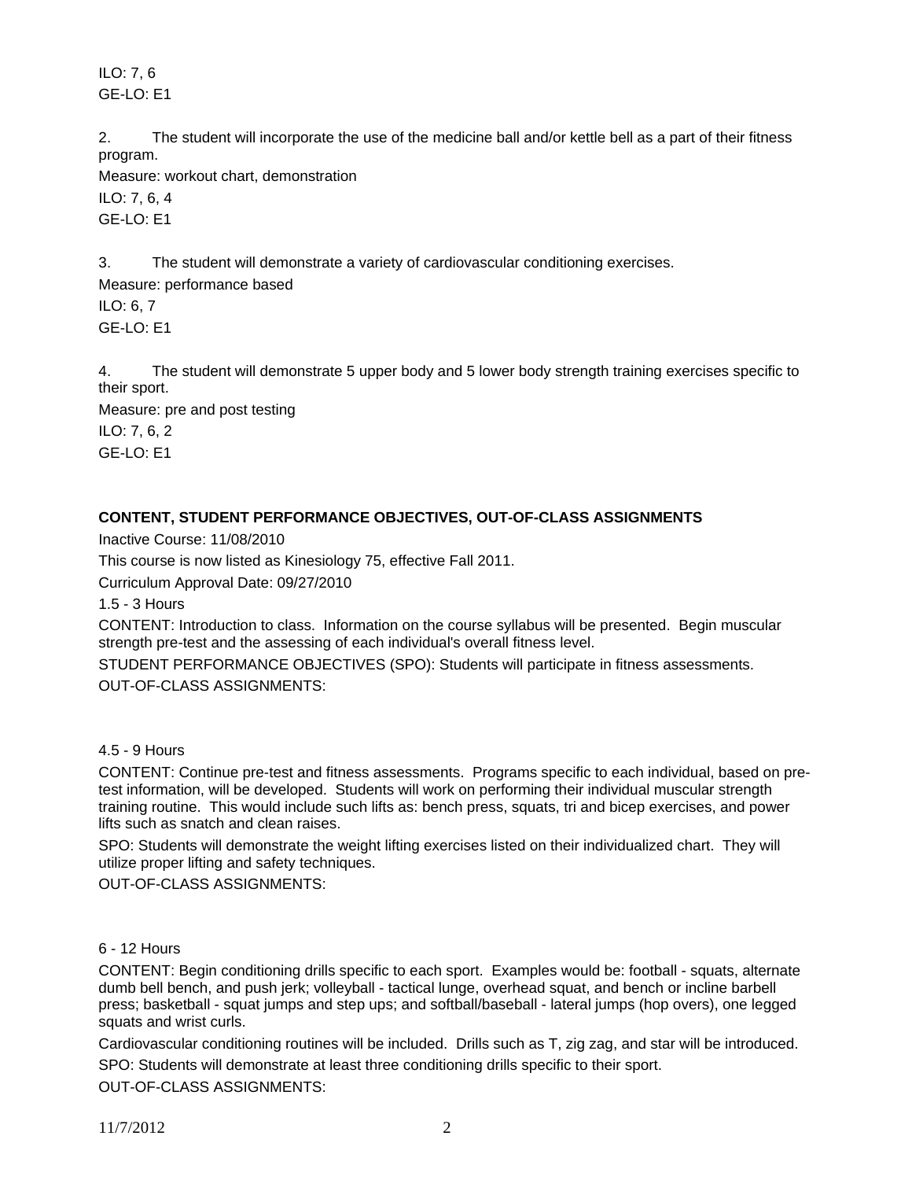ILO: 7, 6

GE-LO: E1

2. The student will incorporate the use of the medicine ball and/or kettle bell as a part of their fitness program.

Measure: workout chart, demonstration

ILO: 7, 6, 4

GE-LO: E1

3. The student will demonstrate a variety of cardiovascular conditioning exercises.

Measure: performance based

ILO: 6, 7

GE-LO: E1

4. The student will demonstrate 5 upper body and 5 lower body strength training exercises specific to their sport.

Measure: pre and post testing

ILO: 7, 6, 2

GE-LO: E1

**CONTENT, STUDENT PERFORMANCE OBJECTIVES, OUT-OF-CLASS ASSIGNMENTS**

Inactive Course: 11/08/2010

This course is now listed as Kinesiology 75, effective Fall 2011.

Curriculum Approval Date: 09/27/2010

1.5 - 3 Hours

CONTENT: Introduction to class. Information on the course syllabus will be presented. Begin muscular strength pre-test and the assessing of each individual's overall fitness level.

STUDENT PERFORMANCE OBJECTIVES (SPO): Students will participate in fitness assessments.

OUT-OF-CLASS ASSIGNMENTS:

4.5 - 9 Hours

CONTENT: Continue pre-test and fitness assessments. Programs specific to each individual, based on pre-test information, will be developed. Students will work on performing their individual muscular strength training routine. This would include such lifts as: bench press, squats, tri and bicep exercises, and power lifts such as snatch and clean raises.

SPO: Students will demonstrate the weight lifting exercises listed on their individualized chart. They will utilize proper lifting and safety techniques.

OUT-OF-CLASS ASSIGNMENTS:

6 - 12 Hours

CONTENT: Begin conditioning drills specific to each sport. Examples would be: football - squats, alternate dumb bell bench, and push jerk; volleyball - tactical lunge, overhead squat, and bench or incline barbell press; basketball - squat jumps and step ups; and softball/baseball - lateral jumps (hop overs), one legged squats and wrist curls.

Cardiovascular conditioning routines will be included. Drills such as T, zig zag, and star will be introduced.

SPO: Students will demonstrate at least three conditioning drills specific to their sport.

OUT-OF-CLASS ASSIGNMENTS: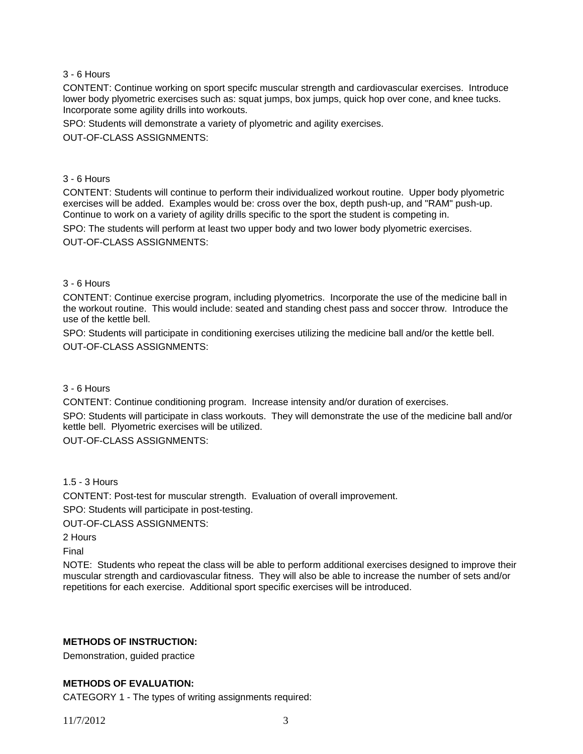3 - 6 Hours

CONTENT: Continue working on sport specifc muscular strength and cardiovascular exercises. Introduce lower body plyometric exercises such as: squat jumps, box jumps, quick hop over cone, and knee tucks. Incorporate some agility drills into workouts.

SPO: Students will demonstrate a variety of plyometric and agility exercises.

OUT-OF-CLASS ASSIGNMENTS:

3 - 6 Hours

CONTENT: Students will continue to perform their individualized workout routine. Upper body plyometric exercises will be added. Examples would be: cross over the box, depth push-up, and "RAM" push-up. Continue to work on a variety of agility drills specific to the sport the student is competing in.

SPO: The students will perform at least two upper body and two lower body plyometric exercises.

OUT-OF-CLASS ASSIGNMENTS:

3 - 6 Hours

CONTENT: Continue exercise program, including plyometrics. Incorporate the use of the medicine ball in the workout routine. This would include: seated and standing chest pass and soccer throw. Introduce the use of the kettle bell.

SPO: Students will participate in conditioning exercises utilizing the medicine ball and/or the kettle bell.

OUT-OF-CLASS ASSIGNMENTS:

3 - 6 Hours

CONTENT: Continue conditioning program. Increase intensity and/or duration of exercises.

SPO: Students will participate in class workouts. They will demonstrate the use of the medicine ball and/or kettle bell. Plyometric exercises will be utilized.

OUT-OF-CLASS ASSIGNMENTS:

1.5 - 3 Hours

CONTENT: Post-test for muscular strength. Evaluation of overall improvement.

SPO: Students will participate in post-testing.

OUT-OF-CLASS ASSIGNMENTS:

2 Hours

Final

NOTE: Students who repeat the class will be able to perform additional exercises designed to improve their muscular strength and cardiovascular fitness. They will also be able to increase the number of sets and/or repetitions for each exercise. Additional sport specific exercises will be introduced.

**METHODS OF INSTRUCTION:**

Demonstration, guided practice

**METHODS OF EVALUATION:**

CATEGORY 1 - The types of writing assignments required: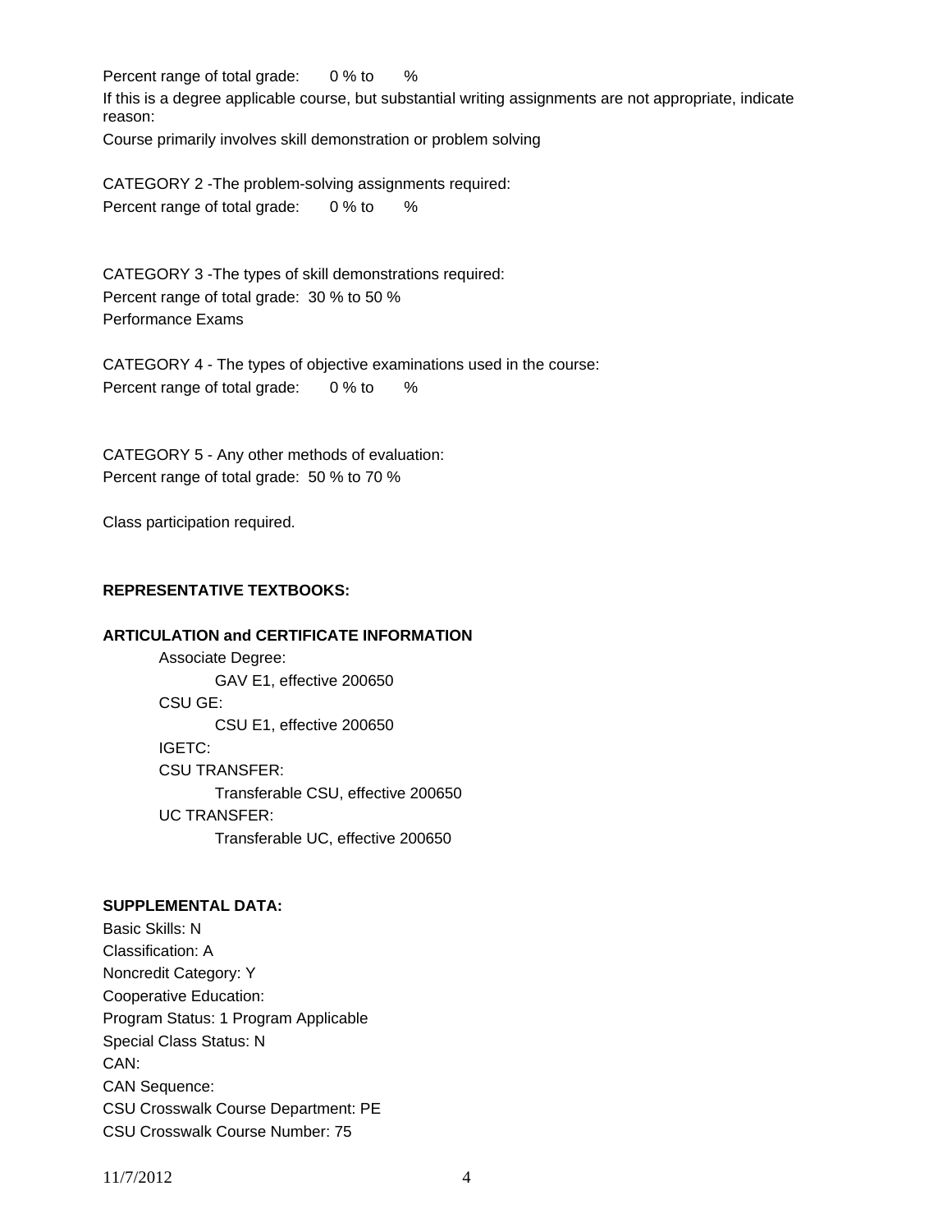Percent range of total grade: 0 % to %

If this is a degree applicable course, but substantial writing assignments are not appropriate, indicate reason:

Course primarily involves skill demonstration or problem solving

CATEGORY 2 -The problem-solving assignments required:

Percent range of total grade: 0 % to %

CATEGORY 3 -The types of skill demonstrations required:

Percent range of total grade: 30 % to 50 %

Performance Exams

CATEGORY 4 - The types of objective examinations used in the course:

Percent range of total grade: 0 % to %

CATEGORY 5 - Any other methods of evaluation:

Percent range of total grade: 50 % to 70 %

Class participation required.

**REPRESENTATIVE TEXTBOOKS:**

**ARTICULATION and CERTIFICATE INFORMATION**

- Associate Degree:
  - GAV E1, effective 200650
- CSU GE:
  - CSU E1, effective 200650
- IGETC:
- CSU TRANSFER:
  - Transferable CSU, effective 200650
- UC TRANSFER:
  - Transferable UC, effective 200650

**SUPPLEMENTAL DATA:**

Basic Skills: N

Classification: A

Noncredit Category: Y

Cooperative Education:

Program Status: 1 Program Applicable

Special Class Status: N

CAN:

CAN Sequence:

CSU Crosswalk Course Department: PE

CSU Crosswalk Course Number: 75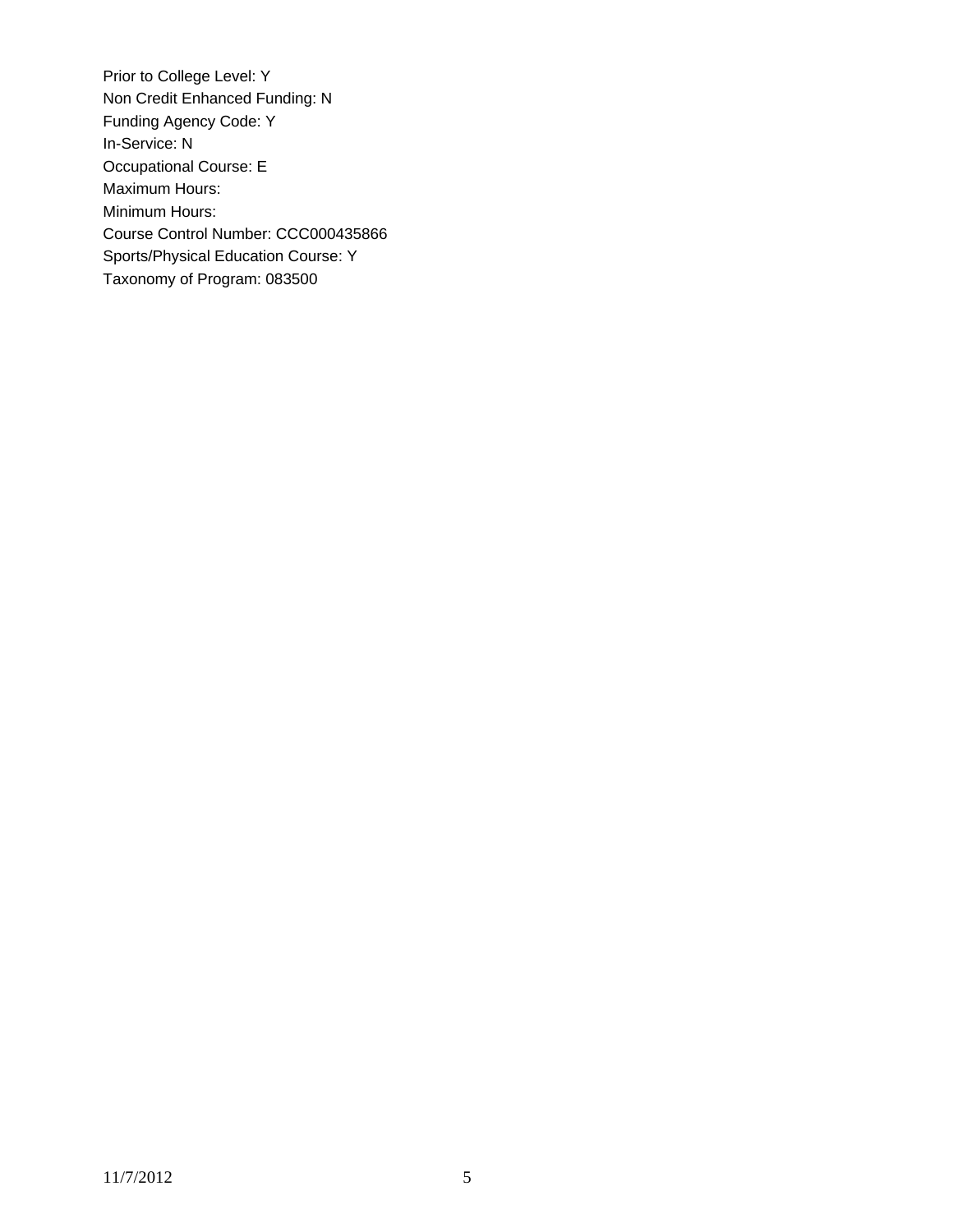Prior to College Level: Y
Non Credit Enhanced Funding: N
Funding Agency Code: Y
In-Service: N
Occupational Course: E
Maximum Hours:
Minimum Hours:
Course Control Number: CCC000435866
Sports/Physical Education Course: Y
Taxonomy of Program: 083500